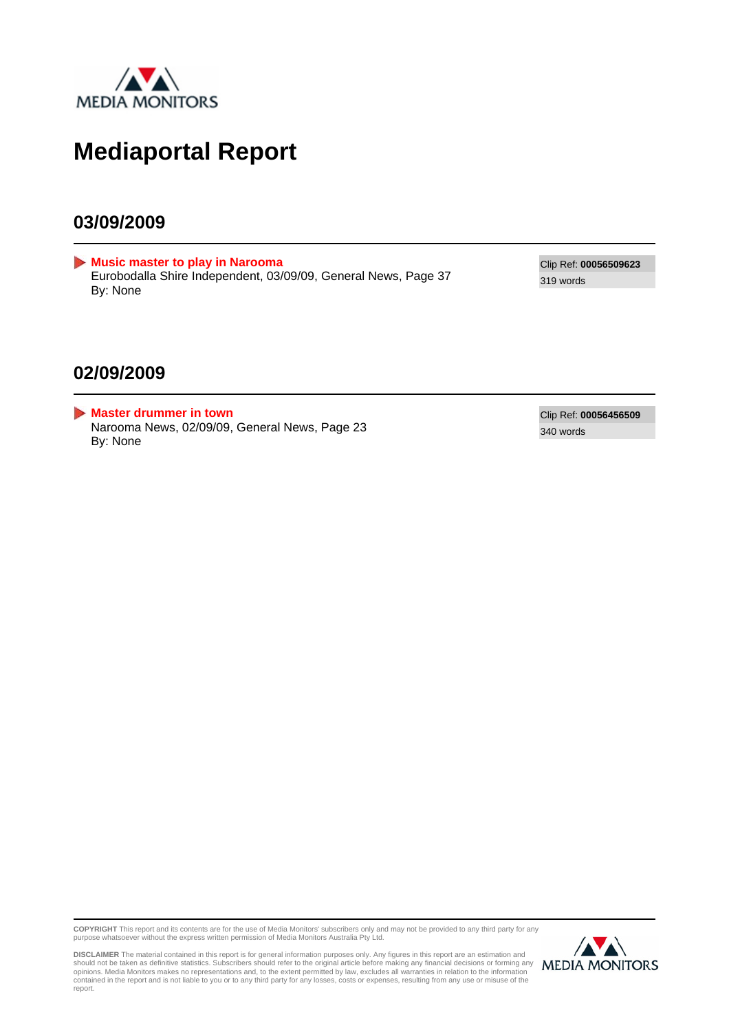MEDIA MONITORS

# Mediaportal Report

## 03/09/2009

**Music master to play in Narooma**
Eurobodalla Shire Independent, 03/09/09, General News, Page 37
By: None

Clip Ref: **00056509623**
319 words

## 02/09/2009

**Master drummer in town**
Narooma News, 02/09/09, General News, Page 23
By: None

Clip Ref: **00056456509**
340 words

**COPYRIGHT** This report and its contents are for the use of Media Monitors' subscribers only and may not be provided to any third party for any purpose whatsoever without the express written permission of Media Monitors Australia Pty Ltd.

**DISCLAIMER** The material contained in this report is for general information purposes only. Any figures in this report are an estimation and should not be taken as definitive statistics. Subscribers should refer to the original article before making any financial decisions or forming any opinions. Media Monitors makes no representations and, to the extent permitted by law, excludes all warranties in relation to the information contained in the report and is not liable to you or to any third party for any losses, costs or expenses, resulting from any use or misuse of the report.

MEDIA MONITORS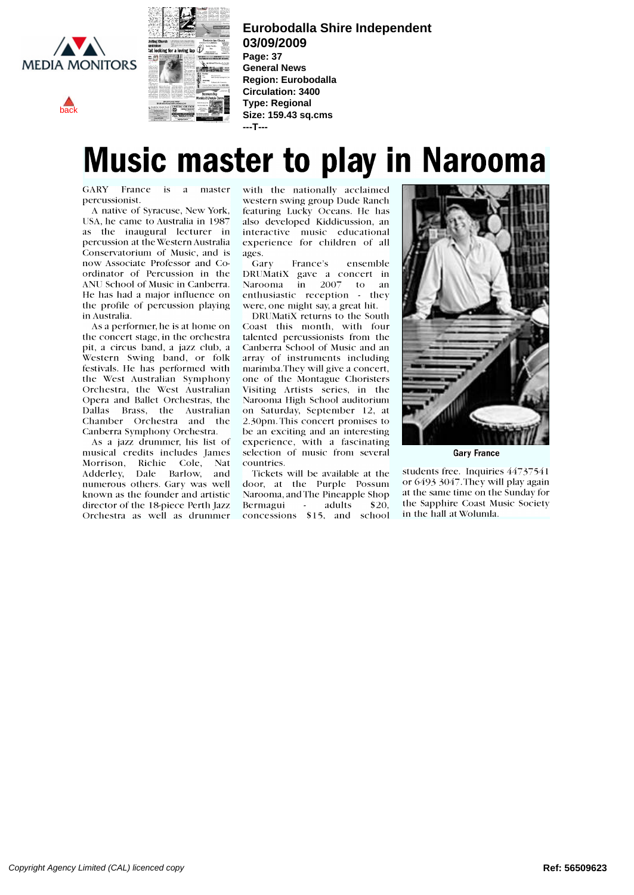**Eurobodalla Shire Independent**
**03/09/2009**
**Page: 37**
**General News**
**Region: Eurobodalla**
**Circulation: 3400**
**Type: Regional**
**Size: 159.43 sq.cms**
**---T---**

# Music master to play in Narooma

GARY France is a master percussionist.

A native of Syracuse, New York, USA, he came to Australia in 1987 as the inaugural lecturer in percussion at the Western Australia Conservatorium of Music, and is now Associate Professor and Co-ordinator of Percussion in the ANU School of Music in Canberra. He has had a major influence on the profile of percussion playing in Australia.

As a performer, he is at home on the concert stage, in the orchestra pit, a circus band, a jazz club, a Western Swing band, or folk festivals. He has performed with the West Australian Symphony Orchestra, the West Australian Opera and Ballet Orchestras, the Dallas Brass, the Australian Chamber Orchestra and the Canberra Symphony Orchestra.

As a jazz drummer, his list of musical credits includes James Morrison, Richie Cole, Nat Adderley, Dale Barlow, and numerous others. Gary was well known as the founder and artistic director of the 18-piece Perth Jazz Orchestra as well as drummer with the nationally acclaimed western swing group Dude Ranch featuring Lucky Oceans. He has also developed Kiddicussion, an interactive music educational experience for children of all ages.

Gary France's ensemble DRUMatiX gave a concert in Narooma in 2007 to an enthusiastic reception - they were, one might say, a great hit.

DRUMatiX returns to the South Coast this month, with four talented percussionists from the Canberra School of Music and an array of instruments including marimba. They will give a concert, one of the Montague Choristers Visiting Artists series, in the Narooma High School auditorium on Saturday, September 12, at 2.30pm. This concert promises to be an exciting and an interesting experience, with a fascinating selection of music from several countries.

Tickets will be available at the door, at the Purple Possum Narooma, and The Pineapple Shop Bermagui - adults $20, concessions $15, and school students free. Inquiries 44737541 or 6493 3047. They will play again at the same time on the Sunday for the Sapphire Coast Music Society in the hall at Wolumla.

Gary France

Copyright Agency Limited (CAL) licenced copy

Ref: 56509623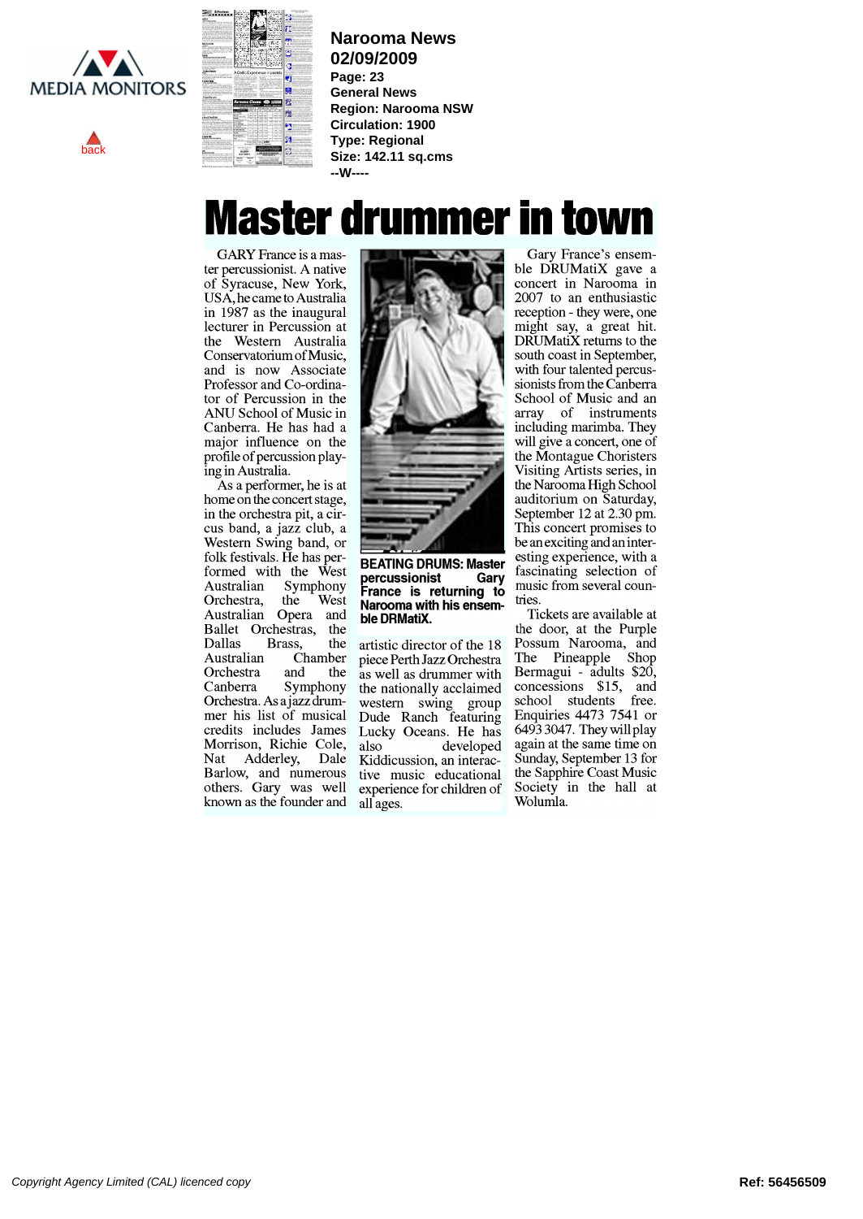Narooma News
02/09/2009
Page: 23
General News
Region: Narooma NSW
Circulation: 1900
Type: Regional
Size: 142.11 sq.cms
--W----

# Master drummer in town

GARY France is a master percussionist. A native of Syracuse, New York, USA, he came to Australia in 1987 as the inaugural lecturer in Percussion at the Western Australia Conservatorium of Music, and is now Associate Professor and Co-ordinator of Percussion in the ANU School of Music in Canberra. He has had a major influence on the profile of percussion playing in Australia.

As a performer, he is at home on the concert stage, in the orchestra pit, a circus band, a jazz club, a Western Swing band, or folk festivals. He has performed with the West Australian Symphony Orchestra, the West Australian Opera and Ballet Orchestras, the Dallas Brass, the Australian Chamber Orchestra and the Canberra Symphony Orchestra. As a jazz drummer his list of musical credits includes James Morrison, Richie Cole, Nat Adderley, Dale Barlow, and numerous others. Gary was well known as the founder and artistic director of the 18 piece Perth Jazz Orchestra as well as drummer with the nationally acclaimed western swing group Dude Ranch featuring Lucky Oceans. He has also developed Kiddicussion, an interactive music educational experience for children of all ages.

**BEATING DRUMS: Master percussionist Gary France is returning to Narooma with his ensemble DRMatiX.**

Gary France's ensemble DRUMatiX gave a concert in Narooma in 2007 to an enthusiastic reception - they were, one might say, a great hit. DRUMatiX returns to the south coast in September, with four talented percussionists from the Canberra School of Music and an array of instruments including marimba. They will give a concert, one of the Montague Choristers Visiting Artists series, in the Narooma High School auditorium on Saturday, September 12 at 2.30 pm. This concert promises to be an exciting and an interesting experience, with a fascinating selection of music from several countries.

Tickets are available at the door, at the Purple Possum Narooma, and The Pineapple Shop Bermagui - adults $20, concessions $15, and school students free. Enquiries 4473 7541 or 6493 3047. They will play again at the same time on Sunday, September 13 for the Sapphire Coast Music Society in the hall at Wolumla.